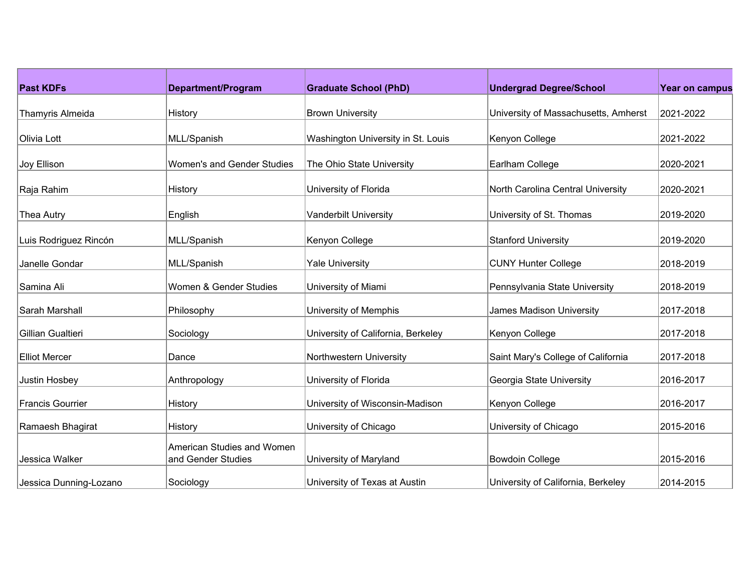| Past KDFs | Department/Program | Graduate School (PhD) | Undergrad Degree/School | Year on campus |
| --- | --- | --- | --- | --- |
| Thamyris Almeida | History | Brown University | University of Massachusetts, Amherst | 2021-2022 |
| Olivia Lott | MLL/Spanish | Washington University in St. Louis | Kenyon College | 2021-2022 |
| Joy Ellison | Women's and Gender Studies | The Ohio State University | Earlham College | 2020-2021 |
| Raja Rahim | History | University of Florida | North Carolina Central University | 2020-2021 |
| Thea Autry | English | Vanderbilt University | University of St. Thomas | 2019-2020 |
| Luis Rodriguez Rincón | MLL/Spanish | Kenyon College | Stanford University | 2019-2020 |
| Janelle Gondar | MLL/Spanish | Yale University | CUNY Hunter College | 2018-2019 |
| Samina Ali | Women & Gender Studies | University of Miami | Pennsylvania State University | 2018-2019 |
| Sarah Marshall | Philosophy | University of Memphis | James Madison University | 2017-2018 |
| Gillian Gualtieri | Sociology | University of California, Berkeley | Kenyon College | 2017-2018 |
| Elliot Mercer | Dance | Northwestern University | Saint Mary's College of California | 2017-2018 |
| Justin Hosbey | Anthropology | University of Florida | Georgia State University | 2016-2017 |
| Francis Gourrier | History | University of Wisconsin-Madison | Kenyon College | 2016-2017 |
| Ramaesh Bhagirat | History | University of Chicago | University of Chicago | 2015-2016 |
| Jessica Walker | American Studies and Women and Gender Studies | University of Maryland | Bowdoin College | 2015-2016 |
| Jessica Dunning-Lozano | Sociology | University of Texas at Austin | University of California, Berkeley | 2014-2015 |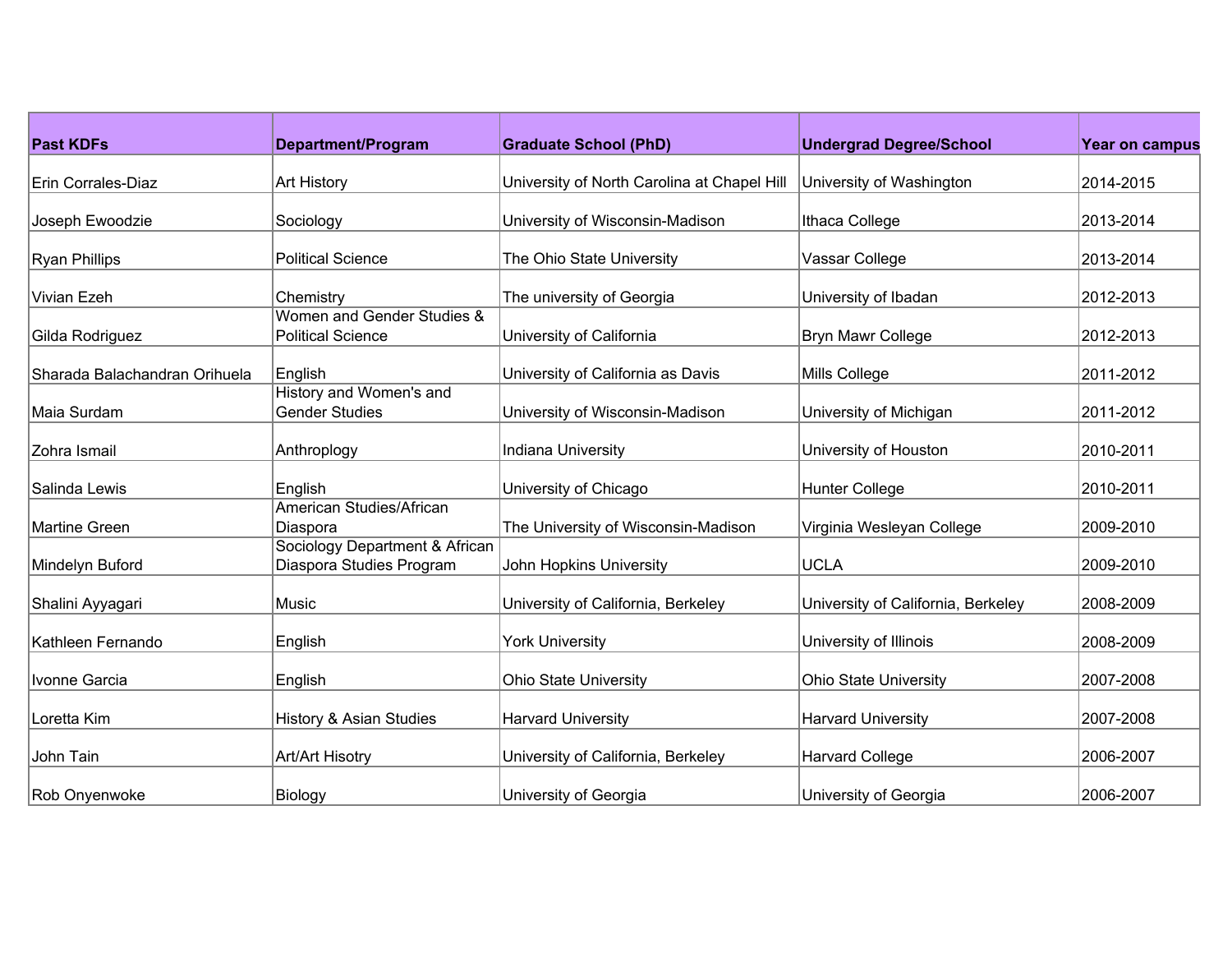| Past KDFs | Department/Program | Graduate School (PhD) | Undergrad Degree/School | Year on campus |
| --- | --- | --- | --- | --- |
| Erin Corrales-Diaz | Art History | University of North Carolina at Chapel Hill | University of Washington | 2014-2015 |
| Joseph Ewoodzie | Sociology | University of Wisconsin-Madison | Ithaca College | 2013-2014 |
| Ryan Phillips | Political Science | The Ohio State University | Vassar College | 2013-2014 |
| Vivian Ezeh | Chemistry | The university of Georgia | University of Ibadan | 2012-2013 |
| Gilda Rodriguez | Women and Gender Studies & Political Science | University of California | Bryn Mawr College | 2012-2013 |
| Sharada Balachandran Orihuela | English | University of California as Davis | Mills College | 2011-2012 |
| Maia Surdam | History and Women's and Gender Studies | University of Wisconsin-Madison | University of Michigan | 2011-2012 |
| Zohra Ismail | Anthroplogy | Indiana University | University of Houston | 2010-2011 |
| Salinda Lewis | English | University of Chicago | Hunter College | 2010-2011 |
| Martine Green | American Studies/African Diaspora | The University of Wisconsin-Madison | Virginia Wesleyan College | 2009-2010 |
| Mindelyn Buford | Sociology Department & African Diaspora Studies Program | John Hopkins University | UCLA | 2009-2010 |
| Shalini Ayyagari | Music | University of California, Berkeley | University of California, Berkeley | 2008-2009 |
| Kathleen Fernando | English | York University | University of Illinois | 2008-2009 |
| Ivonne Garcia | English | Ohio State University | Ohio State University | 2007-2008 |
| Loretta Kim | History & Asian Studies | Harvard University | Harvard University | 2007-2008 |
| John Tain | Art/Art Hisotry | University of California, Berkeley | Harvard College | 2006-2007 |
| Rob Onyenwoke | Biology | University of Georgia | University of Georgia | 2006-2007 |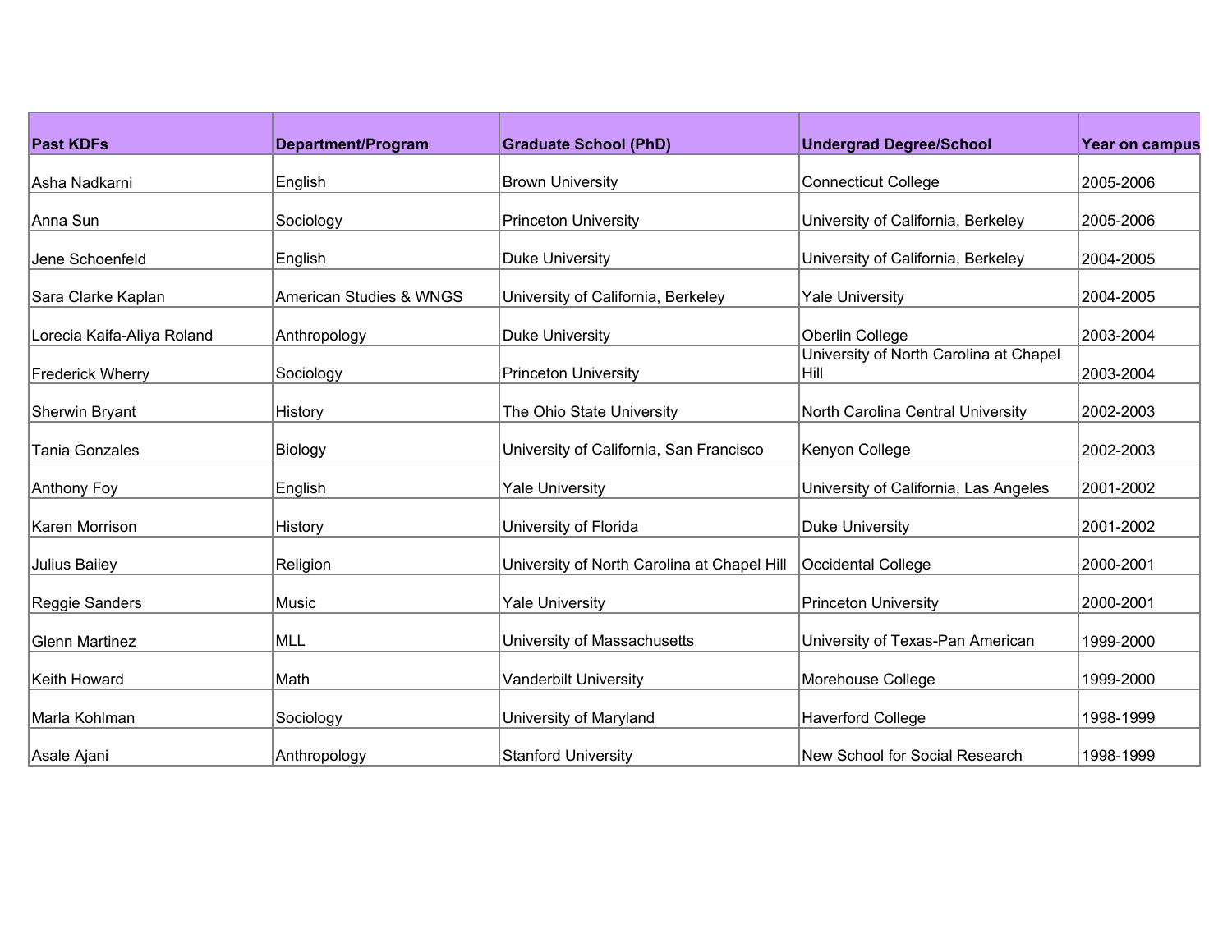| Past KDFs | Department/Program | Graduate School (PhD) | Undergrad Degree/School | Year on campus |
| --- | --- | --- | --- | --- |
| Asha Nadkarni | English | Brown University | Connecticut College | 2005-2006 |
| Anna Sun | Sociology | Princeton University | University of California, Berkeley | 2005-2006 |
| Jene Schoenfeld | English | Duke University | University of California, Berkeley | 2004-2005 |
| Sara Clarke Kaplan | American Studies & WNGS | University of California, Berkeley | Yale University | 2004-2005 |
| Lorecia Kaifa-Aliya Roland | Anthropology | Duke University | Oberlin College | 2003-2004 |
| Frederick Wherry | Sociology | Princeton University | University of North Carolina at Chapel Hill | 2003-2004 |
| Sherwin Bryant | History | The Ohio State University | North Carolina Central University | 2002-2003 |
| Tania Gonzales | Biology | University of California, San Francisco | Kenyon College | 2002-2003 |
| Anthony Foy | English | Yale University | University of California, Las Angeles | 2001-2002 |
| Karen Morrison | History | University of Florida | Duke University | 2001-2002 |
| Julius Bailey | Religion | University of North Carolina at Chapel Hill | Occidental College | 2000-2001 |
| Reggie Sanders | Music | Yale University | Princeton University | 2000-2001 |
| Glenn Martinez | MLL | University of Massachusetts | University of Texas-Pan American | 1999-2000 |
| Keith Howard | Math | Vanderbilt University | Morehouse College | 1999-2000 |
| Marla Kohlman | Sociology | University of Maryland | Haverford College | 1998-1999 |
| Asale Ajani | Anthropology | Stanford University | New School for Social Research | 1998-1999 |